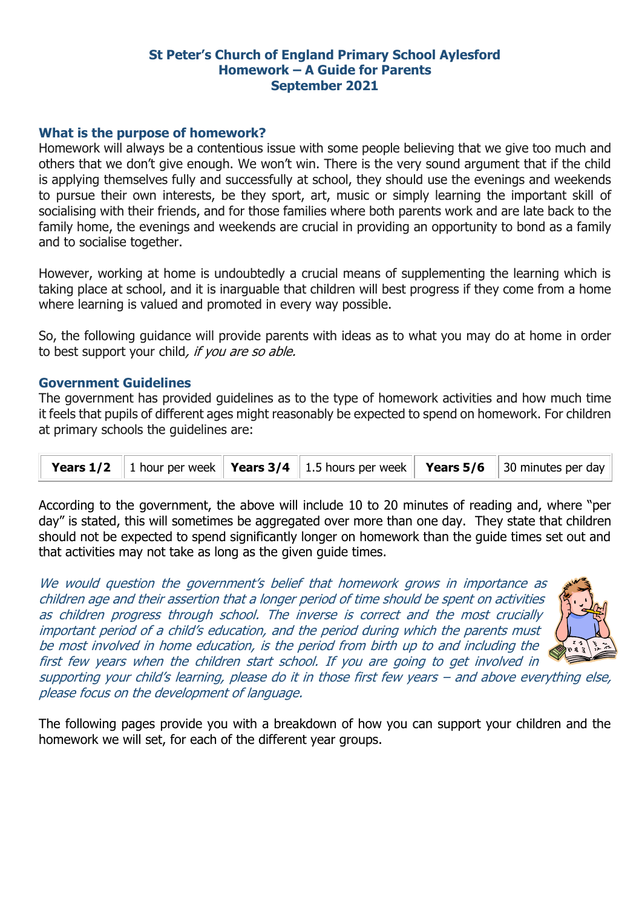**St Peter's Church of England Primary School Aylesford**
**Homework – A Guide for Parents**
**September 2021**

## What is the purpose of homework?

Homework will always be a contentious issue with some people believing that we give too much and others that we don't give enough. We won't win. There is the very sound argument that if the child is applying themselves fully and successfully at school, they should use the evenings and weekends to pursue their own interests, be they sport, art, music or simply learning the important skill of socialising with their friends, and for those families where both parents work and are late back to the family home, the evenings and weekends are crucial in providing an opportunity to bond as a family and to socialise together.

However, working at home is undoubtedly a crucial means of supplementing the learning which is taking place at school, and it is inarguable that children will best progress if they come from a home where learning is valued and promoted in every way possible.

So, the following guidance will provide parents with ideas as to what you may do at home in order to best support your child*, if you are so able.*

## Government Guidelines

The government has provided guidelines as to the type of homework activities and how much time it feels that pupils of different ages might reasonably be expected to spend on homework. For children at primary schools the guidelines are:

| **Years 1/2** | 1 hour per week | **Years 3/4** | 1.5 hours per week | **Years 5/6** | 30 minutes per day |
|---|---|---|---|---|---|

According to the government, the above will include 10 to 20 minutes of reading and, where "per day" is stated, this will sometimes be aggregated over more than one day. They state that children should not be expected to spend significantly longer on homework than the guide times set out and that activities may not take as long as the given guide times.

*We would question the government's belief that homework grows in importance as children age and their assertion that a longer period of time should be spent on activities as children progress through school. The inverse is correct and the most crucially important period of a child's education, and the period during which the parents must be most involved in home education, is the period from birth up to and including the first few years when the children start school. If you are going to get involved in supporting your child's learning, please do it in those first few years – and above everything else, please focus on the development of language.*

The following pages provide you with a breakdown of how you can support your children and the homework we will set, for each of the different year groups.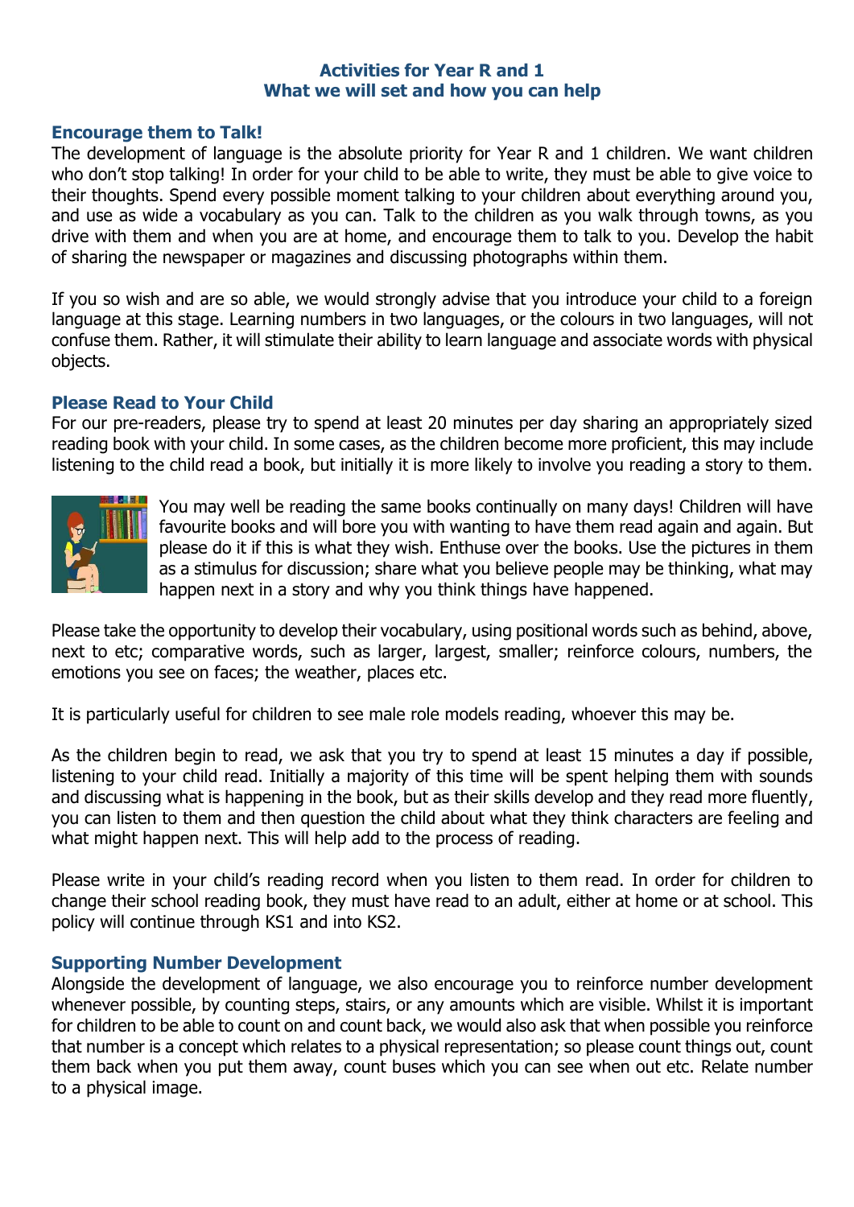**Activities for Year R and 1**
**What we will set and how you can help**

## Encourage them to Talk!

The development of language is the absolute priority for Year R and 1 children. We want children who don't stop talking! In order for your child to be able to write, they must be able to give voice to their thoughts. Spend every possible moment talking to your children about everything around you, and use as wide a vocabulary as you can. Talk to the children as you walk through towns, as you drive with them and when you are at home, and encourage them to talk to you. Develop the habit of sharing the newspaper or magazines and discussing photographs within them.

If you so wish and are so able, we would strongly advise that you introduce your child to a foreign language at this stage. Learning numbers in two languages, or the colours in two languages, will not confuse them. Rather, it will stimulate their ability to learn language and associate words with physical objects.

## Please Read to Your Child

For our pre-readers, please try to spend at least 20 minutes per day sharing an appropriately sized reading book with your child. In some cases, as the children become more proficient, this may include listening to the child read a book, but initially it is more likely to involve you reading a story to them.

You may well be reading the same books continually on many days! Children will have favourite books and will bore you with wanting to have them read again and again. But please do it if this is what they wish. Enthuse over the books. Use the pictures in them as a stimulus for discussion; share what you believe people may be thinking, what may happen next in a story and why you think things have happened.

Please take the opportunity to develop their vocabulary, using positional words such as behind, above, next to etc; comparative words, such as larger, largest, smaller; reinforce colours, numbers, the emotions you see on faces; the weather, places etc.

It is particularly useful for children to see male role models reading, whoever this may be.

As the children begin to read, we ask that you try to spend at least 15 minutes a day if possible, listening to your child read. Initially a majority of this time will be spent helping them with sounds and discussing what is happening in the book, but as their skills develop and they read more fluently, you can listen to them and then question the child about what they think characters are feeling and what might happen next. This will help add to the process of reading.

Please write in your child's reading record when you listen to them read. In order for children to change their school reading book, they must have read to an adult, either at home or at school. This policy will continue through KS1 and into KS2.

## Supporting Number Development

Alongside the development of language, we also encourage you to reinforce number development whenever possible, by counting steps, stairs, or any amounts which are visible. Whilst it is important for children to be able to count on and count back, we would also ask that when possible you reinforce that number is a concept which relates to a physical representation; so please count things out, count them back when you put them away, count buses which you can see when out etc. Relate number to a physical image.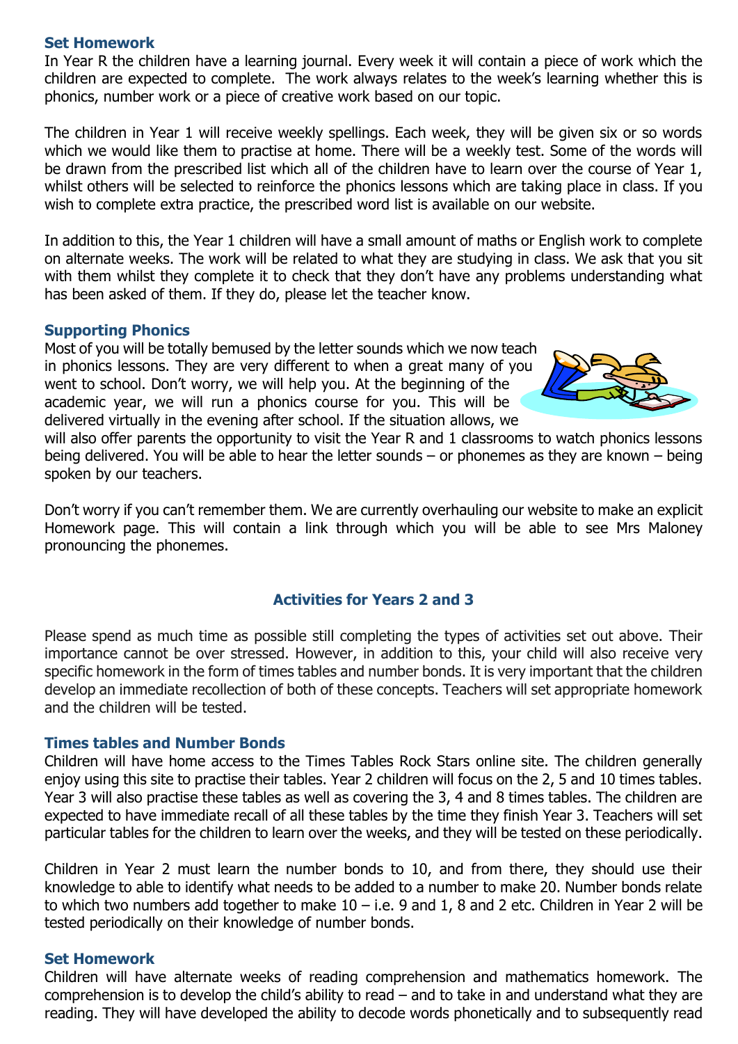### Set Homework

In Year R the children have a learning journal. Every week it will contain a piece of work which the children are expected to complete. The work always relates to the week's learning whether this is phonics, number work or a piece of creative work based on our topic.

The children in Year 1 will receive weekly spellings. Each week, they will be given six or so words which we would like them to practise at home. There will be a weekly test. Some of the words will be drawn from the prescribed list which all of the children have to learn over the course of Year 1, whilst others will be selected to reinforce the phonics lessons which are taking place in class. If you wish to complete extra practice, the prescribed word list is available on our website.

In addition to this, the Year 1 children will have a small amount of maths or English work to complete on alternate weeks. The work will be related to what they are studying in class. We ask that you sit with them whilst they complete it to check that they don't have any problems understanding what has been asked of them. If they do, please let the teacher know.

### Supporting Phonics

Most of you will be totally bemused by the letter sounds which we now teach in phonics lessons. They are very different to when a great many of you went to school. Don't worry, we will help you. At the beginning of the academic year, we will run a phonics course for you. This will be delivered virtually in the evening after school. If the situation allows, we will also offer parents the opportunity to visit the Year R and 1 classrooms to watch phonics lessons being delivered. You will be able to hear the letter sounds – or phonemes as they are known – being spoken by our teachers.

Don't worry if you can't remember them. We are currently overhauling our website to make an explicit Homework page. This will contain a link through which you will be able to see Mrs Maloney pronouncing the phonemes.

## Activities for Years 2 and 3

Please spend as much time as possible still completing the types of activities set out above. Their importance cannot be over stressed. However, in addition to this, your child will also receive very specific homework in the form of times tables and number bonds. It is very important that the children develop an immediate recollection of both of these concepts. Teachers will set appropriate homework and the children will be tested.

### Times tables and Number Bonds

Children will have home access to the Times Tables Rock Stars online site. The children generally enjoy using this site to practise their tables. Year 2 children will focus on the 2, 5 and 10 times tables. Year 3 will also practise these tables as well as covering the 3, 4 and 8 times tables. The children are expected to have immediate recall of all these tables by the time they finish Year 3. Teachers will set particular tables for the children to learn over the weeks, and they will be tested on these periodically.

Children in Year 2 must learn the number bonds to 10, and from there, they should use their knowledge to able to identify what needs to be added to a number to make 20. Number bonds relate to which two numbers add together to make 10 – i.e. 9 and 1, 8 and 2 etc. Children in Year 2 will be tested periodically on their knowledge of number bonds.

### Set Homework

Children will have alternate weeks of reading comprehension and mathematics homework. The comprehension is to develop the child's ability to read – and to take in and understand what they are reading. They will have developed the ability to decode words phonetically and to subsequently read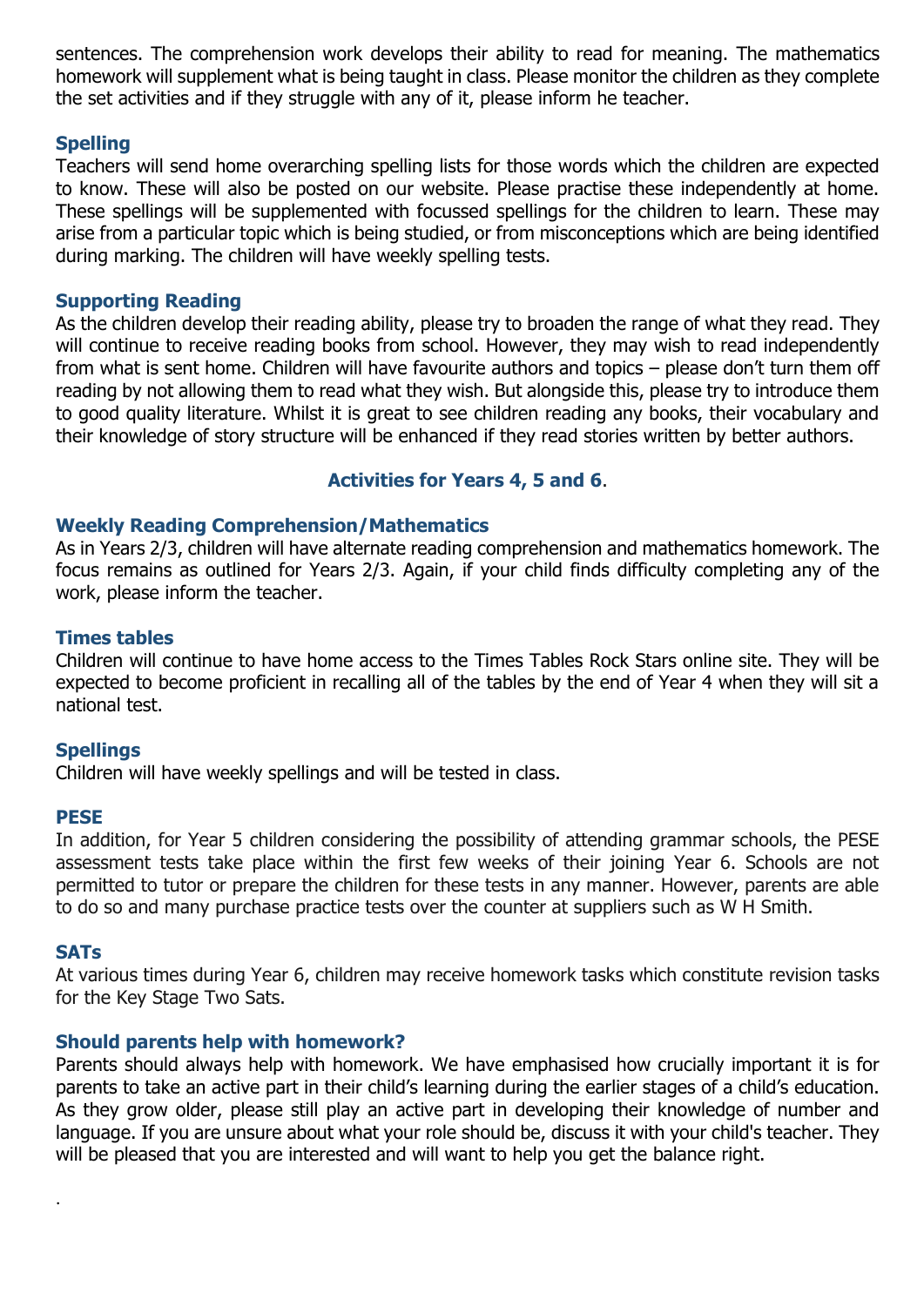sentences. The comprehension work develops their ability to read for meaning. The mathematics homework will supplement what is being taught in class. Please monitor the children as they complete the set activities and if they struggle with any of it, please inform he teacher.

### Spelling

Teachers will send home overarching spelling lists for those words which the children are expected to know. These will also be posted on our website. Please practise these independently at home. These spellings will be supplemented with focussed spellings for the children to learn. These may arise from a particular topic which is being studied, or from misconceptions which are being identified during marking. The children will have weekly spelling tests.

### Supporting Reading

As the children develop their reading ability, please try to broaden the range of what they read. They will continue to receive reading books from school. However, they may wish to read independently from what is sent home. Children will have favourite authors and topics – please don't turn them off reading by not allowing them to read what they wish. But alongside this, please try to introduce them to good quality literature. Whilst it is great to see children reading any books, their vocabulary and their knowledge of story structure will be enhanced if they read stories written by better authors.

## Activities for Years 4, 5 and 6.

### Weekly Reading Comprehension/Mathematics

As in Years 2/3, children will have alternate reading comprehension and mathematics homework. The focus remains as outlined for Years 2/3. Again, if your child finds difficulty completing any of the work, please inform the teacher.

### Times tables

Children will continue to have home access to the Times Tables Rock Stars online site. They will be expected to become proficient in recalling all of the tables by the end of Year 4 when they will sit a national test.

### Spellings

Children will have weekly spellings and will be tested in class.

### PESE

In addition, for Year 5 children considering the possibility of attending grammar schools, the PESE assessment tests take place within the first few weeks of their joining Year 6. Schools are not permitted to tutor or prepare the children for these tests in any manner. However, parents are able to do so and many purchase practice tests over the counter at suppliers such as W H Smith.

### SATs

At various times during Year 6, children may receive homework tasks which constitute revision tasks for the Key Stage Two Sats.

### Should parents help with homework?

Parents should always help with homework. We have emphasised how crucially important it is for parents to take an active part in their child's learning during the earlier stages of a child's education. As they grow older, please still play an active part in developing their knowledge of number and language. If you are unsure about what your role should be, discuss it with your child's teacher. They will be pleased that you are interested and will want to help you get the balance right.